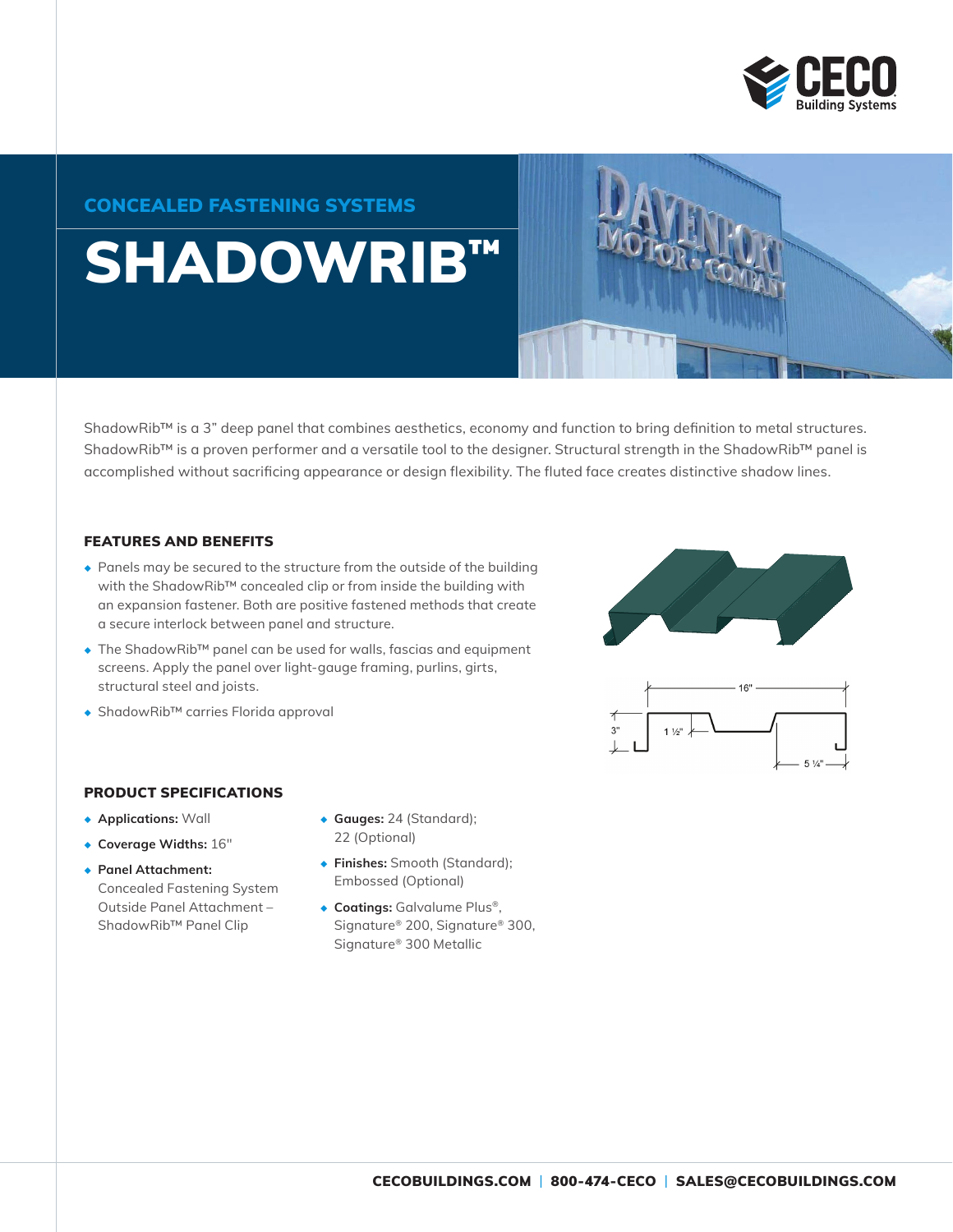## CONCEALED FASTENING SYSTEMS

# SHADOWRIB™

ShadowRib™ is a 3" deep panel that combines aesthetics, economy and function to bring definition to metal structures. ShadowRib™ is a proven performer and a versatile tool to the designer. Structural strength in the ShadowRib™ panel is accomplished without sacrificing appearance or design flexibility. The fluted face creates distinctive shadow lines.

### FEATURES AND BENEFITS

- Panels may be secured to the structure from the outside of the building with the ShadowRib™ concealed clip or from inside the building with an expansion fastener. Both are positive fastened methods that create a secure interlock between panel and structure.
- The ShadowRib™ panel can be used for walls, fascias and equipment screens. Apply the panel over light-gauge framing, purlins, girts, structural steel and joists.
- ShadowRib™ carries Florida approval

### PRODUCT SPECIFICATIONS

- **Applications:** Wall
- **Coverage Widths:** 16"
- **Panel Attachment:** Concealed Fastening System Outside Panel Attachment – ShadowRib™ Panel Clip
- **Gauges:** 24 (Standard); 22 (Optional)
- **Finishes:** Smooth (Standard); Embossed (Optional)
- **Coatings:** Galvalume Plus®, Signature® 200, Signature® 300, Signature® 300 Metallic

CECOBUILDINGS.COM | 800-474-CECO | SALES@CECOBUILDINGS.COM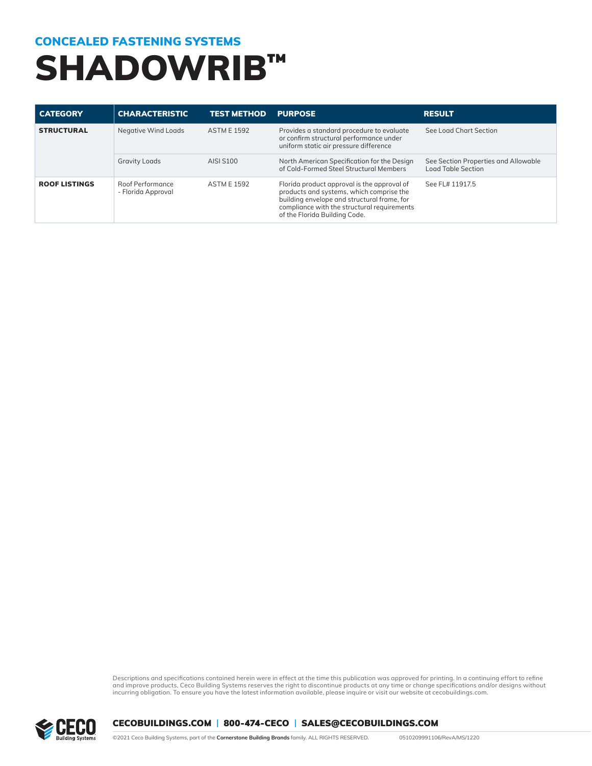## CONCEALED FASTENING SYSTEMS

# SHADOWRIB™

| CATEGORY | CHARACTERISTIC | TEST METHOD | PURPOSE | RESULT |
|---|---|---|---|---|
| **STRUCTURAL** | Negative Wind Loads | ASTM E 1592 | Provides a standard procedure to evaluate or confirm structural performance under uniform static air pressure difference | See Load Chart Section |
| | Gravity Loads | AISI S100 | North American Specification for the Design of Cold-Formed Steel Structural Members | See Section Properties and Allowable Load Table Section |
| **ROOF LISTINGS** | Roof Performance - Florida Approval | ASTM E 1592 | Florida product approval is the approval of products and systems, which comprise the building envelope and structural frame, for compliance with the structural requirements of the Florida Building Code. | See FL# 11917.5 |

Descriptions and specifications contained herein were in effect at the time this publication was approved for printing. In a continuing effort to refine and improve products, Ceco Building Systems reserves the right to discontinue products at any time or change specifications and/or designs without incurring obligation. To ensure you have the latest information available, please inquire or visit our website at cecobuildings.com.

**CECOBUILDINGS.COM | 800-474-CECO | SALES@CECOBUILDINGS.COM**

©2021 Ceco Building Systems, part of the **Cornerstone Building Brands** family. ALL RIGHTS RESERVED. 0510209991106/RevA/MS/1220